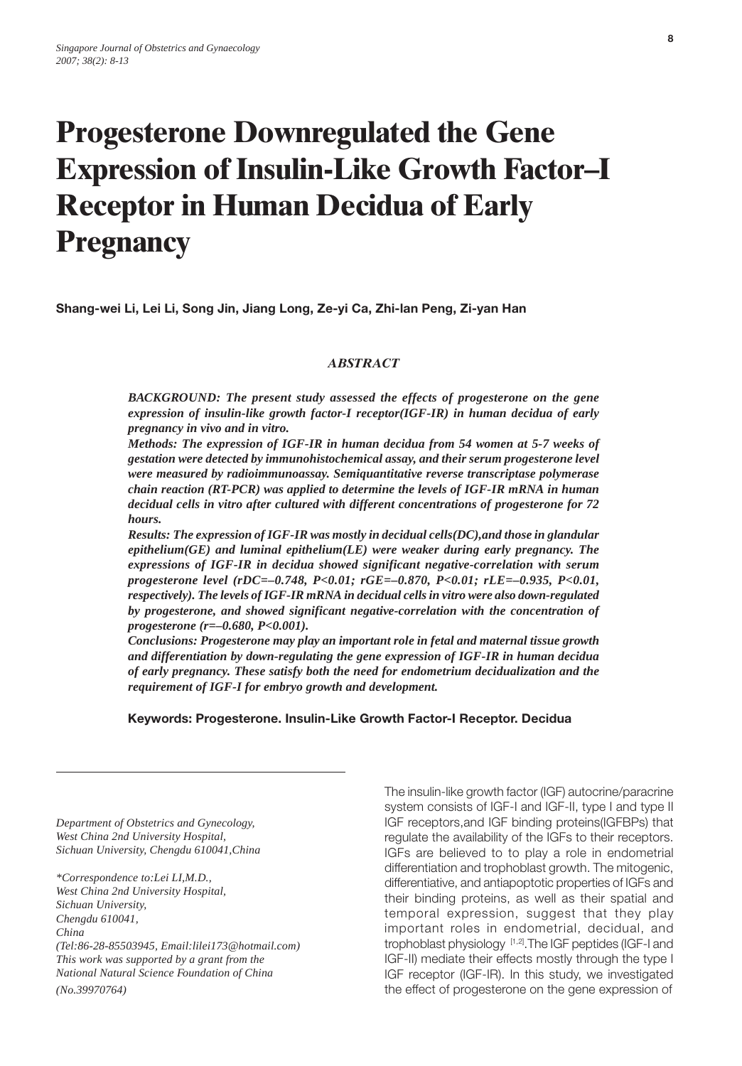# Progesterone Downregulated the Gene Expression of Insulin-Like Growth Factor–I Receptor in Human Decidua of Early Pregnancy

**Shang-wei Li, Lei Li, Song Jin, Jiang Long, Ze-yi Ca, Zhi-lan Peng, Zi-yan Han**

### *ABSTRACT*

***BACKGROUND: The present study assessed the effects of progesterone on the gene expression of insulin-like growth factor-I receptor(IGF-IR) in human decidua of early pregnancy in vivo and in vitro.***

***Methods: The expression of IGF-IR in human decidua from 54 women at 5-7 weeks of gestation were detected by immunohistochemical assay, and their serum progesterone level were measured by radioimmunoassay. Semiquantitative reverse transcriptase polymerase chain reaction (RT-PCR) was applied to determine the levels of IGF-IR mRNA in human decidual cells in vitro after cultured with different concentrations of progesterone for 72 hours.***

***Results: The expression of IGF-IR was mostly in decidual cells(DC),and those in glandular epithelium(GE) and luminal epithelium(LE) were weaker during early pregnancy. The expressions of IGF-IR in decidua showed significant negative-correlation with serum progesterone level ($r_{DC}=-0.748$, $P<0.01$; $r_{GE}=-0.870$, $P<0.01$; $r_{LE}=-0.935$, $P<0.01$, respectively). The levels of IGF-IR mRNA in decidual cells in vitro were also down-regulated by progesterone, and showed significant negative-correlation with the concentration of progesterone ($r=-0.680$, $P<0.001$).***

***Conclusions: Progesterone may play an important role in fetal and maternal tissue growth and differentiation by down-regulating the gene expression of IGF-IR in human decidua of early pregnancy. These satisfy both the need for endometrium decidualization and the requirement of IGF-I for embryo growth and development.***

**Keywords: Progesterone. Insulin-Like Growth Factor-I Receptor. Decidua**

*Department of Obstetrics and Gynecology, West China 2nd University Hospital, Sichuan University, Chengdu 610041,China*

*\*Correspondence to:Lei LI,M.D., West China 2nd University Hospital, Sichuan University, Chengdu 610041, China (Tel:86-28-85503945, Email:lilei173@hotmail.com) This work was supported by a grant from the National Natural Science Foundation of China (No.39970764)*

The insulin-like growth factor (IGF) autocrine/paracrine system consists of IGF-I and IGF-II, type I and type II IGF receptors,and IGF binding proteins(IGFBPs) that regulate the availability of the IGFs to their receptors. IGFs are believed to to play a role in endometrial differentiation and trophoblast growth. The mitogenic, differentiative, and antiapoptotic properties of IGFs and their binding proteins, as well as their spatial and temporal expression, suggest that they play important roles in endometrial, decidual, and trophoblast physiology [1,2].The IGF peptides (IGF-I and IGF-II) mediate their effects mostly through the type I IGF receptor (IGF-IR). In this study, we investigated the effect of progesterone on the gene expression of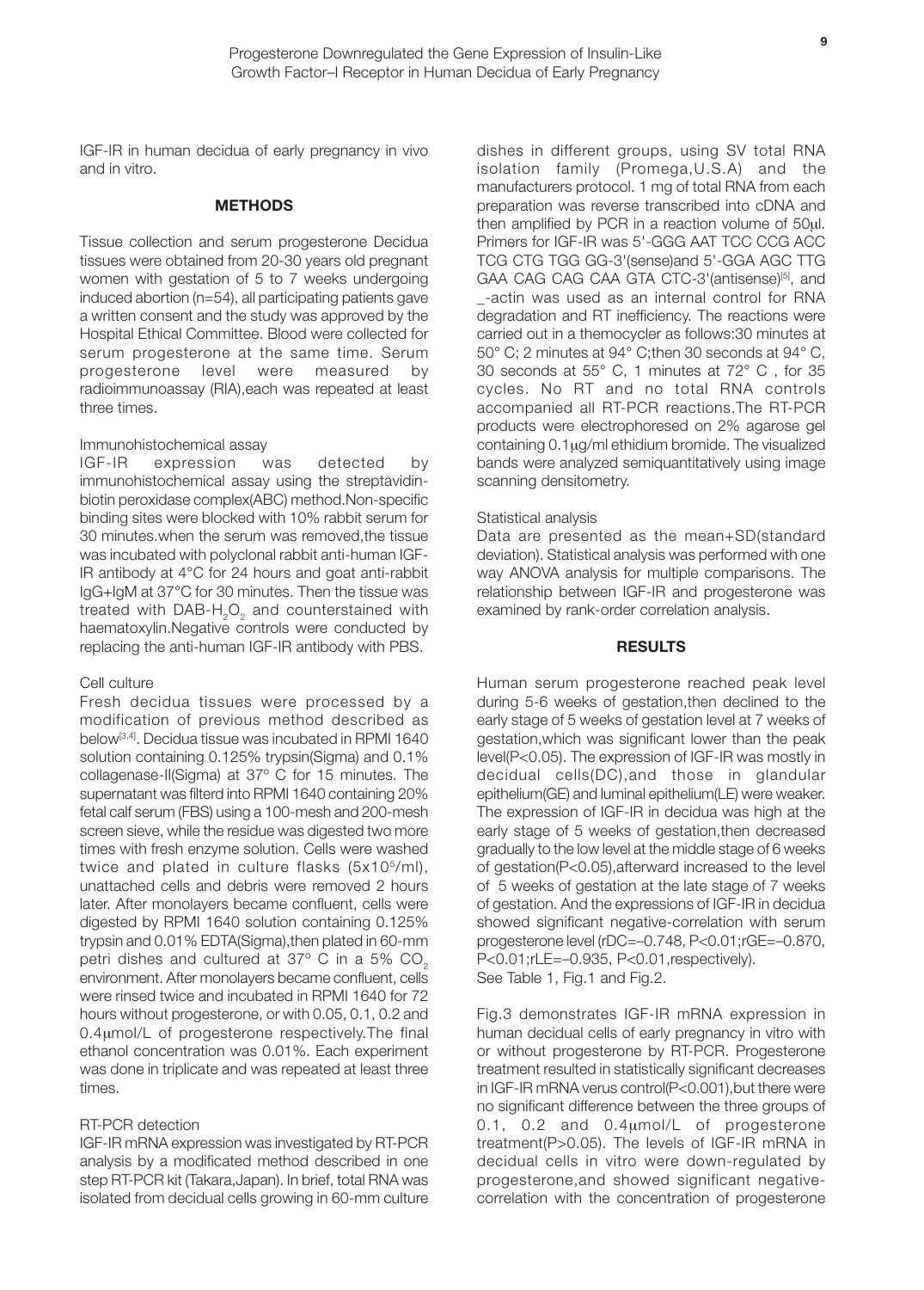IGF-IR in human decidua of early pregnancy in vivo and in vitro.

## METHODS

Tissue collection and serum progesterone Decidua tissues were obtained from 20-30 years old pregnant women with gestation of 5 to 7 weeks undergoing induced abortion (n=54), all participating patients gave a written consent and the study was approved by the Hospital Ethical Committee. Blood were collected for serum progesterone at the same time. Serum progesterone level were measured by radioimmunoassay (RIA),each was repeated at least three times.

### Immunohistochemical assay

IGF-IR expression was detected by immunohistochemical assay using the streptavidin-biotin peroxidase complex(ABC) method.Non-specific binding sites were blocked with 10% rabbit serum for 30 minutes.when the serum was removed,the tissue was incubated with polyclonal rabbit anti-human IGF-IR antibody at 4°C for 24 hours and goat anti-rabbit IgG+IgM at 37°C for 30 minutes. Then the tissue was treated with DAB-$H_2O_2$ and counterstained with haematoxylin.Negative controls were conducted by replacing the anti-human IGF-IR antibody with PBS.

### Cell culture

Fresh decidua tissues were processed by a modification of previous method described as below[3,4]. Decidua tissue was incubated in RPMI 1640 solution containing 0.125% trypsin(Sigma) and 0.1% collagenase-II(Sigma) at 37° C for 15 minutes. The supernatant was filterd into RPMI 1640 containing 20% fetal calf serum (FBS) using a 100-mesh and 200-mesh screen sieve, while the residue was digested two more times with fresh enzyme solution. Cells were washed twice and plated in culture flasks ($5x10^5$/ml), unattached cells and debris were removed 2 hours later. After monolayers became confluent, cells were digested by RPMI 1640 solution containing 0.125% trypsin and 0.01% EDTA(Sigma),then plated in 60-mm petri dishes and cultured at 37° C in a 5% $CO_2$ environment. After monolayers became confluent, cells were rinsed twice and incubated in RPMI 1640 for 72 hours without progesterone, or with 0.05, 0.1, 0.2 and 0.4μmol/L of progesterone respectively.The final ethanol concentration was 0.01%. Each experiment was done in triplicate and was repeated at least three times.

### RT-PCR detection

IGF-IR mRNA expression was investigated by RT-PCR analysis by a modificated method described in one step RT-PCR kit (Takara,Japan). In brief, total RNA was isolated from decidual cells growing in 60-mm culture dishes in different groups, using SV total RNA isolation family (Promega,U.S.A) and the manufacturers protocol. 1 mg of total RNA from each preparation was reverse transcribed into cDNA and then amplified by PCR in a reaction volume of 50μl. Primers for IGF-IR was 5'-GGG AAT TCC CCG ACC TCG CTG TGG GG-3'(sense)and 5'-GGA AGC TTG GAA CAG CAG CAA GTA CTC-3'(antisense)[5], and _-actin was used as an internal control for RNA degradation and RT inefficiency. The reactions were carried out in a themocycler as follows:30 minutes at 50° C; 2 minutes at 94° C;then 30 seconds at 94° C, 30 seconds at 55° C, 1 minutes at 72° C , for 35 cycles. No RT and no total RNA controls accompanied all RT-PCR reactions.The RT-PCR products were electrophoresed on 2% agarose gel containing 0.1μg/ml ethidium bromide. The visualized bands were analyzed semiquantitatively using image scanning densitometry.

### Statistical analysis

Data are presented as the mean+SD(standard deviation). Statistical analysis was performed with one way ANOVA analysis for multiple comparisons. The relationship between IGF-IR and progesterone was examined by rank-order correlation analysis.

## RESULTS

Human serum progesterone reached peak level during 5-6 weeks of gestation,then declined to the early stage of 5 weeks of gestation level at 7 weeks of gestation,which was significant lower than the peak level($P<0.05$). The expression of IGF-IR was mostly in decidual cells(DC),and those in glandular epithelium(GE) and luminal epithelium(LE) were weaker. The expression of IGF-IR in decidua was high at the early stage of 5 weeks of gestation,then decreased gradually to the low level at the middle stage of 6 weeks of gestation($P<0.05$),afterward increased to the level of 5 weeks of gestation at the late stage of 7 weeks of gestation. And the expressions of IGF-IR in decidua showed significant negative-correlation with serum progesterone level ($r_{DC}=-0.748$, $P<0.01$;$r_{GE}=-0.870$, $P<0.01$;$r_{LE}=-0.935$, $P<0.01$,respectively). See Table 1, Fig.1 and Fig.2.

Fig.3 demonstrates IGF-IR mRNA expression in human decidual cells of early pregnancy in vitro with or without progesterone by RT-PCR. Progesterone treatment resulted in statistically significant decreases in IGF-IR mRNA verus control($P<0.001$),but there were no significant difference between the three groups of 0.1, 0.2 and 0.4μmol/L of progesterone treatment($P>0.05$). The levels of IGF-IR mRNA in decidual cells in vitro were down-regulated by progesterone,and showed significant negative-correlation with the concentration of progesterone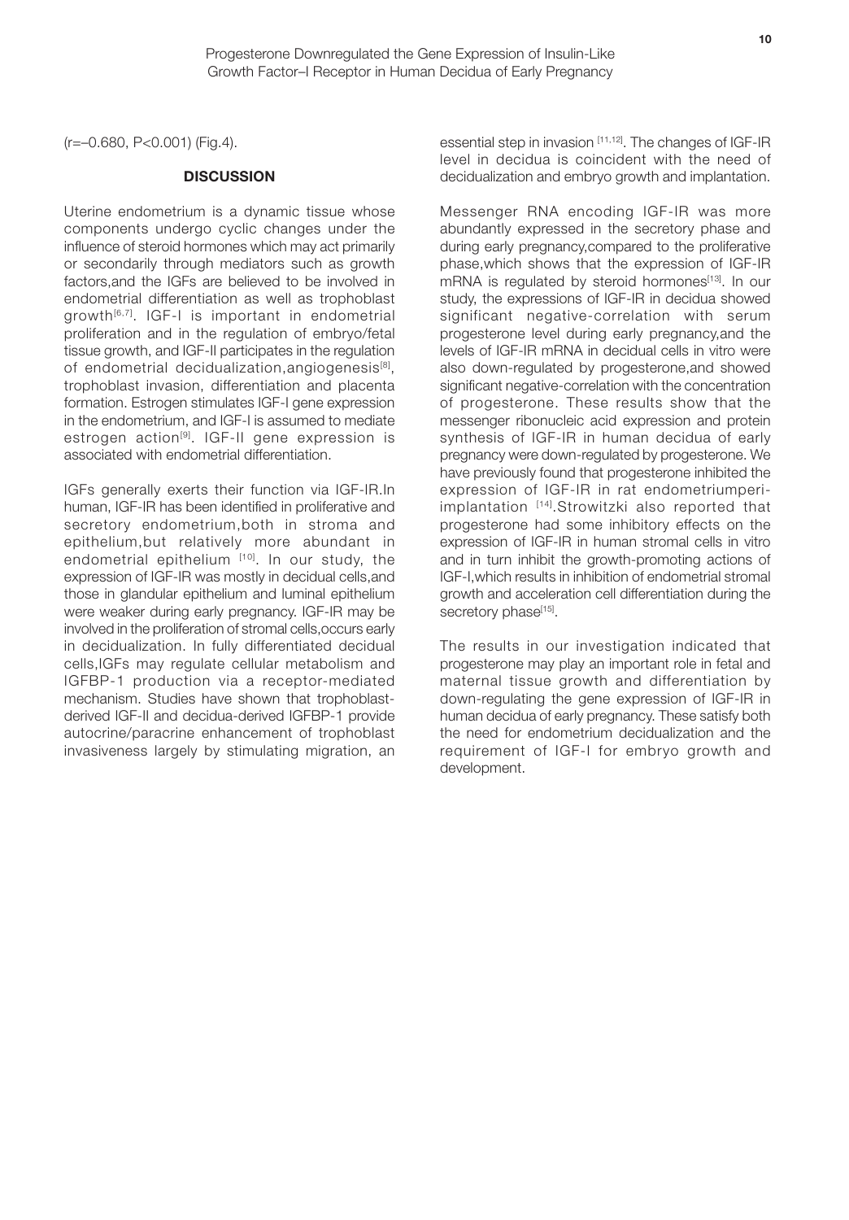(r=–0.680, P<0.001) (Fig.4).

## DISCUSSION

Uterine endometrium is a dynamic tissue whose components undergo cyclic changes under the influence of steroid hormones which may act primarily or secondarily through mediators such as growth factors,and the IGFs are believed to be involved in endometrial differentiation as well as trophoblast growth[6,7]. IGF-I is important in endometrial proliferation and in the regulation of embryo/fetal tissue growth, and IGF-II participates in the regulation of endometrial decidualization,angiogenesis[8], trophoblast invasion, differentiation and placenta formation. Estrogen stimulates IGF-I gene expression in the endometrium, and IGF-I is assumed to mediate estrogen action[9]. IGF-II gene expression is associated with endometrial differentiation.

IGFs generally exerts their function via IGF-IR.In human, IGF-IR has been identified in proliferative and secretory endometrium,both in stroma and epithelium,but relatively more abundant in endometrial epithelium [10]. In our study, the expression of IGF-IR was mostly in decidual cells,and those in glandular epithelium and luminal epithelium were weaker during early pregnancy. IGF-IR may be involved in the proliferation of stromal cells,occurs early in decidualization. In fully differentiated decidual cells,IGFs may regulate cellular metabolism and IGFBP-1 production via a receptor-mediated mechanism. Studies have shown that trophoblast-derived IGF-II and decidua-derived IGFBP-1 provide autocrine/paracrine enhancement of trophoblast invasiveness largely by stimulating migration, an essential step in invasion [11,12]. The changes of IGF-IR level in decidua is coincident with the need of decidualization and embryo growth and implantation.

Messenger RNA encoding IGF-IR was more abundantly expressed in the secretory phase and during early pregnancy,compared to the proliferative phase,which shows that the expression of IGF-IR mRNA is regulated by steroid hormones[13]. In our study, the expressions of IGF-IR in decidua showed significant negative-correlation with serum progesterone level during early pregnancy,and the levels of IGF-IR mRNA in decidual cells in vitro were also down-regulated by progesterone,and showed significant negative-correlation with the concentration of progesterone. These results show that the messenger ribonucleic acid expression and protein synthesis of IGF-IR in human decidua of early pregnancy were down-regulated by progesterone. We have previously found that progesterone inhibited the expression of IGF-IR in rat endometriumperi-implantation [14].Strowitzki also reported that progesterone had some inhibitory effects on the expression of IGF-IR in human stromal cells in vitro and in turn inhibit the growth-promoting actions of IGF-I,which results in inhibition of endometrial stromal growth and acceleration cell differentiation during the secretory phase[15].

The results in our investigation indicated that progesterone may play an important role in fetal and maternal tissue growth and differentiation by down-regulating the gene expression of IGF-IR in human decidua of early pregnancy. These satisfy both the need for endometrium decidualization and the requirement of IGF-I for embryo growth and development.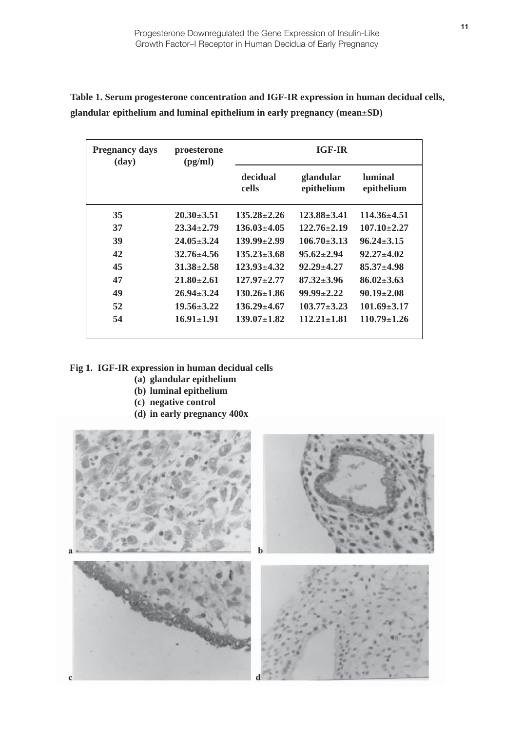**Table 1. Serum progesterone concentration and IGF-IR expression in human decidual cells, glandular epithelium and luminal epithelium in early pregnancy (mean±SD)**

| Pregnancy days (day) | proesterone (pg/ml) | IGF-IR | | |
|---|---|---|---|---|
| | | decidual cells | glandular epithelium | luminal epithelium |
| 35 | 20.30±3.51 | 135.28±2.26 | 123.88±3.41 | 114.36±4.51 |
| 37 | 23.34±2.79 | 136.03±4.05 | 122.76±2.19 | 107.10±2.27 |
| 39 | 24.05±3.24 | 139.99±2.99 | 106.70±3.13 | 96.24±3.15 |
| 42 | 32.76±4.56 | 135.23±3.68 | 95.62±2.94 | 92.27±4.02 |
| 45 | 31.38±2.58 | 123.93±4.32 | 92.29±4.27 | 85.37±4.98 |
| 47 | 21.80±2.61 | 127.97±2.77 | 87.32±3.96 | 86.02±3.63 |
| 49 | 26.94±3.24 | 130.26±1.86 | 99.99±2.22 | 90.19±2.08 |
| 52 | 19.56±3.22 | 136.29±4.67 | 103.77±3.23 | 101.69±3.17 |
| 54 | 16.91±1.91 | 139.07±1.82 | 112.21±1.81 | 110.79±1.26 |

**Fig 1. IGF-IR expression in human decidual cells**
- **(a) glandular epithelium**
- **(b) luminal epithelium**
- **(c) negative control**
- **(d) in early pregnancy 400x**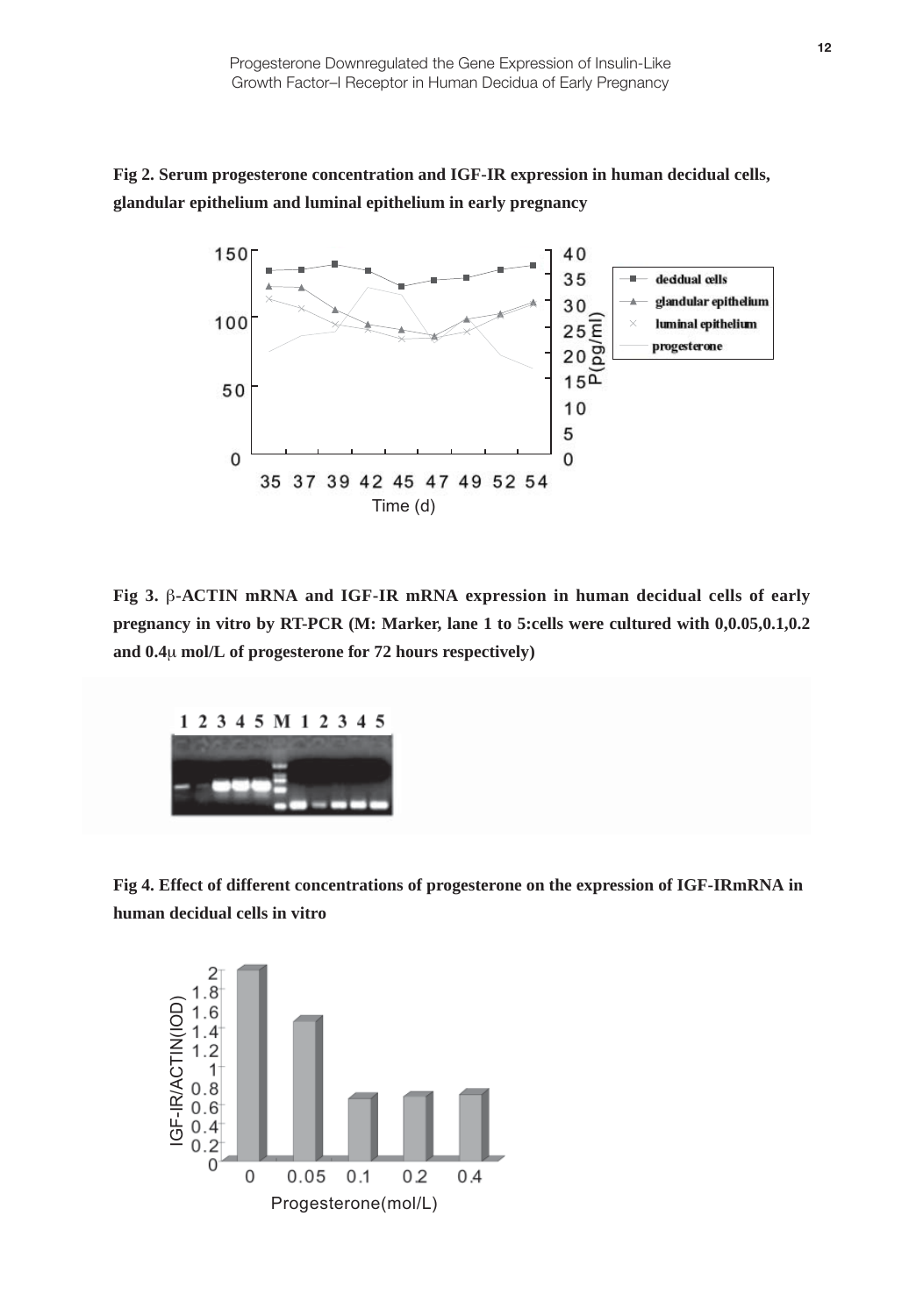**Fig 2. Serum progesterone concentration and IGF-IR expression in human decidual cells, glandular epithelium and luminal epithelium in early pregnancy**

**Fig 3. β-ACTIN mRNA and IGF-IR mRNA expression in human decidual cells of early pregnancy in vitro by RT-PCR (M: Marker, lane 1 to 5:cells were cultured with 0,0.05,0.1,0.2 and 0.4μ mol/L of progesterone for 72 hours respectively)**

**Fig 4. Effect of different concentrations of progesterone on the expression of IGF-IRmRNA in human decidual cells in vitro**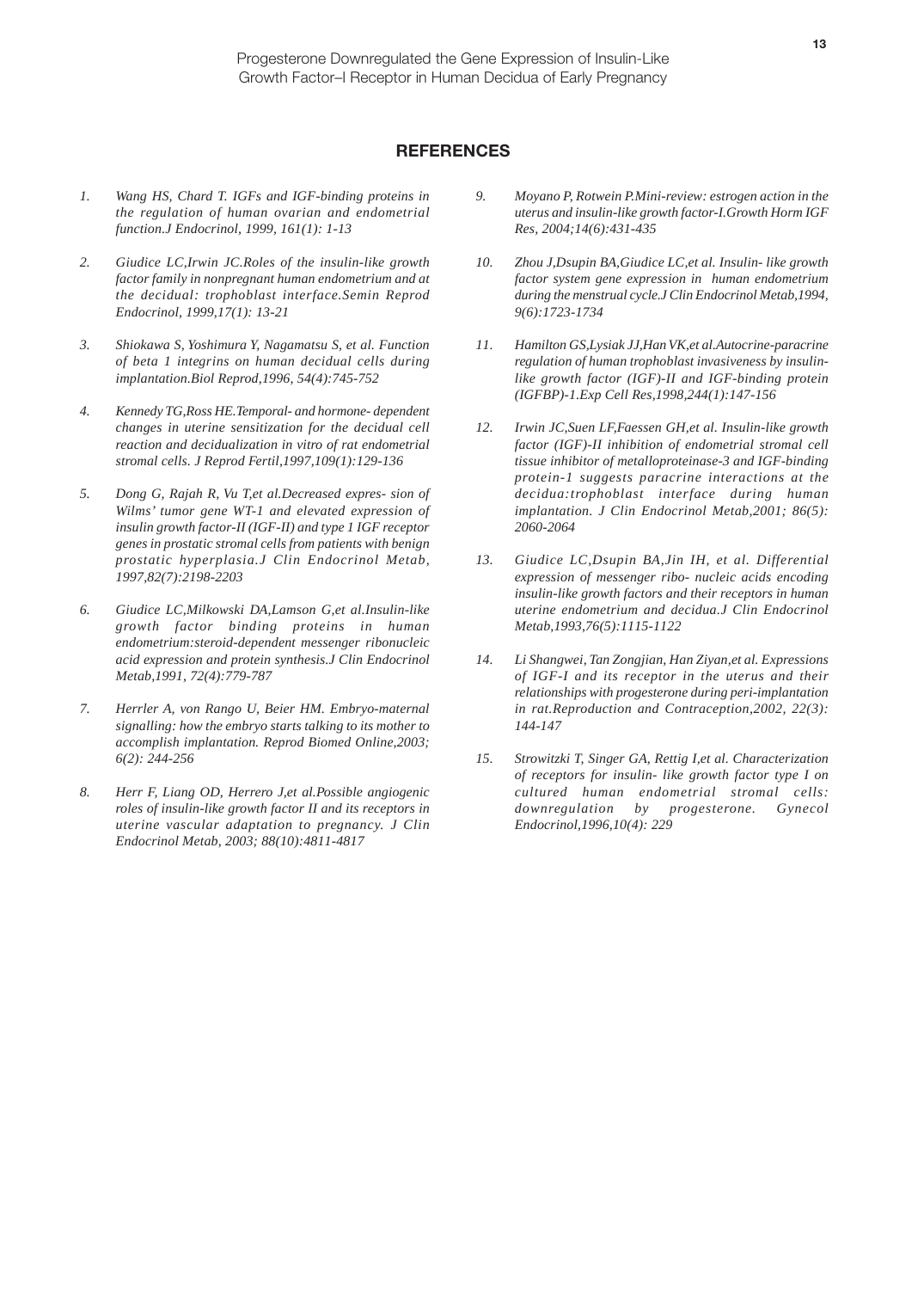## REFERENCES

1. *Wang HS, Chard T. IGFs and IGF-binding proteins in the regulation of human ovarian and endometrial function.J Endocrinol, 1999, 161(1): 1-13*

2. *Giudice LC,Irwin JC.Roles of the insulin-like growth factor family in nonpregnant human endometrium and at the decidual: trophoblast interface.Semin Reprod Endocrinol, 1999,17(1): 13-21*

3. *Shiokawa S, Yoshimura Y, Nagamatsu S, et al. Function of beta 1 integrins on human decidual cells during implantation.Biol Reprod,1996, 54(4):745-752*

4. *Kennedy TG,Ross HE.Temporal- and hormone- dependent changes in uterine sensitization for the decidual cell reaction and decidualization in vitro of rat endometrial stromal cells. J Reprod Fertil,1997,109(1):129-136*

5. *Dong G, Rajah R, Vu T,et al.Decreased expres- sion of Wilms' tumor gene WT-1 and elevated expression of insulin growth factor-II (IGF-II) and type 1 IGF receptor genes in prostatic stromal cells from patients with benign prostatic hyperplasia.J Clin Endocrinol Metab, 1997,82(7):2198-2203*

6. *Giudice LC,Milkowski DA,Lamson G,et al.Insulin-like growth factor binding proteins in human endometrium:steroid-dependent messenger ribonucleic acid expression and protein synthesis.J Clin Endocrinol Metab,1991, 72(4):779-787*

7. *Herrler A, von Rango U, Beier HM. Embryo-maternal signalling: how the embryo starts talking to its mother to accomplish implantation. Reprod Biomed Online,2003; 6(2): 244-256*

8. *Herr F, Liang OD, Herrero J,et al.Possible angiogenic roles of insulin-like growth factor II and its receptors in uterine vascular adaptation to pregnancy. J Clin Endocrinol Metab, 2003; 88(10):4811-4817*

9. *Moyano P, Rotwein P.Mini-review: estrogen action in the uterus and insulin-like growth factor-I.Growth Horm IGF Res, 2004;14(6):431-435*

10. *Zhou J,Dsupin BA,Giudice LC,et al. Insulin- like growth factor system gene expression in human endometrium during the menstrual cycle.J Clin Endocrinol Metab,1994, 9(6):1723-1734*

11. *Hamilton GS,Lysiak JJ,Han VK,et al.Autocrine-paracrine regulation of human trophoblast invasiveness by insulin-like growth factor (IGF)-II and IGF-binding protein (IGFBP)-1.Exp Cell Res,1998,244(1):147-156*

12. *Irwin JC,Suen LF,Faessen GH,et al. Insulin-like growth factor (IGF)-II inhibition of endometrial stromal cell tissue inhibitor of metalloproteinase-3 and IGF-binding protein-1 suggests paracrine interactions at the decidua:trophoblast interface during human implantation. J Clin Endocrinol Metab,2001; 86(5): 2060-2064*

13. *Giudice LC,Dsupin BA,Jin IH, et al. Differential expression of messenger ribo- nucleic acids encoding insulin-like growth factors and their receptors in human uterine endometrium and decidua.J Clin Endocrinol Metab,1993,76(5):1115-1122*

14. *Li Shangwei, Tan Zongjian, Han Ziyan,et al. Expressions of IGF-I and its receptor in the uterus and their relationships with progesterone during peri-implantation in rat.Reproduction and Contraception,2002, 22(3): 144-147*

15. *Strowitzki T, Singer GA, Rettig I,et al. Characterization of receptors for insulin- like growth factor type I on cultured human endometrial stromal cells: downregulation by progesterone. Gynecol Endocrinol,1996,10(4): 229*